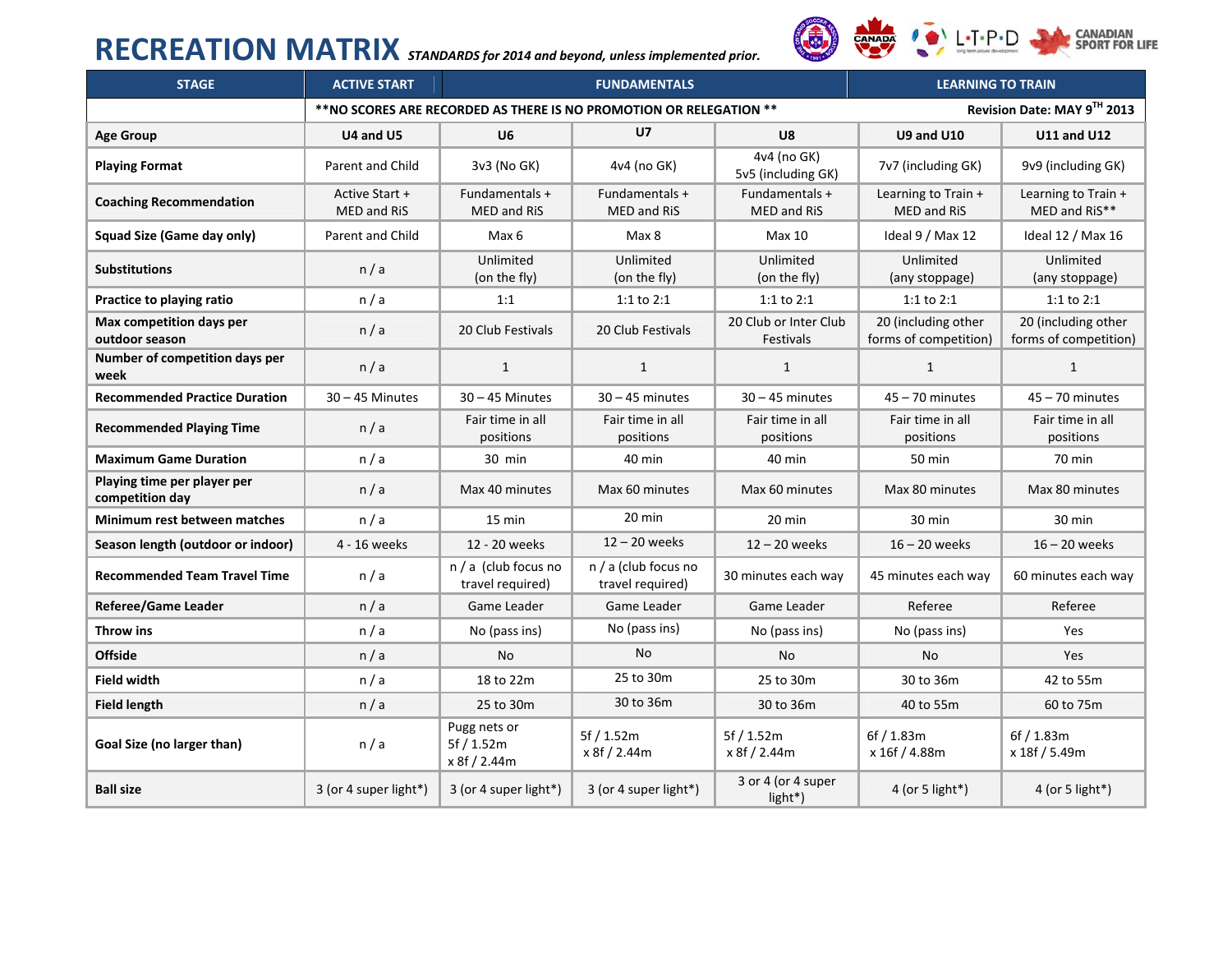# RECREATION MATRIX *STANDARDS for 2014 and beyond, unless implemented prior.*

| STAGE | ACTIVE START | FUNDAMENTALS | | | LEARNING TO TRAIN | |
|---|---|---|---|---|---|---|
| | **NO SCORES ARE RECORDED AS THERE IS NO PROMOTION OR RELEGATION ** | | | | Revision Date: MAY 9TH 2013 | |
| **Age Group** | **U4 and U5** | **U6** | **U7** | **U8** | **U9 and U10** | **U11 and U12** |
| **Playing Format** | Parent and Child | 3v3 (No GK) | 4v4 (no GK) | 4v4 (no GK) 5v5 (including GK) | 7v7 (including GK) | 9v9 (including GK) |
| **Coaching Recommendation** | Active Start + MED and RiS | Fundamentals + MED and RiS | Fundamentals + MED and RiS | Fundamentals + MED and RiS | Learning to Train + MED and RiS | Learning to Train + MED and RiS** |
| **Squad Size (Game day only)** | Parent and Child | Max 6 | Max 8 | Max 10 | Ideal 9 / Max 12 | Ideal 12 / Max 16 |
| **Substitutions** | n / a | Unlimited (on the fly) | Unlimited (on the fly) | Unlimited (on the fly) | Unlimited (any stoppage) | Unlimited (any stoppage) |
| **Practice to playing ratio** | n / a | 1:1 | 1:1 to 2:1 | 1:1 to 2:1 | 1:1 to 2:1 | 1:1 to 2:1 |
| **Max competition days per outdoor season** | n / a | 20 Club Festivals | 20 Club Festivals | 20 Club or Inter Club Festivals | 20 (including other forms of competition) | 20 (including other forms of competition) |
| **Number of competition days per week** | n / a | 1 | 1 | 1 | 1 | 1 |
| **Recommended Practice Duration** | 30 – 45 Minutes | 30 – 45 Minutes | 30 – 45 minutes | 30 – 45 minutes | 45 – 70 minutes | 45 – 70 minutes |
| **Recommended Playing Time** | n / a | Fair time in all positions | Fair time in all positions | Fair time in all positions | Fair time in all positions | Fair time in all positions |
| **Maximum Game Duration** | n / a | 30 min | 40 min | 40 min | 50 min | 70 min |
| **Playing time per player per competition day** | n / a | Max 40 minutes | Max 60 minutes | Max 60 minutes | Max 80 minutes | Max 80 minutes |
| **Minimum rest between matches** | n / a | 15 min | 20 min | 20 min | 30 min | 30 min |
| **Season length (outdoor or indoor)** | 4 - 16 weeks | 12 - 20 weeks | 12 – 20 weeks | 12 – 20 weeks | 16 – 20 weeks | 16 – 20 weeks |
| **Recommended Team Travel Time** | n / a | n / a (club focus no travel required) | n / a (club focus no travel required) | 30 minutes each way | 45 minutes each way | 60 minutes each way |
| **Referee/Game Leader** | n / a | Game Leader | Game Leader | Game Leader | Referee | Referee |
| **Throw ins** | n / a | No (pass ins) | No (pass ins) | No (pass ins) | No (pass ins) | Yes |
| **Offside** | n / a | No | No | No | No | Yes |
| **Field width** | n / a | 18 to 22m | 25 to 30m | 25 to 30m | 30 to 36m | 42 to 55m |
| **Field length** | n / a | 25 to 30m | 30 to 36m | 30 to 36m | 40 to 55m | 60 to 75m |
| **Goal Size (no larger than)** | n / a | Pugg nets or 5f / 1.52m x 8f / 2.44m | 5f / 1.52m x 8f / 2.44m | 5f / 1.52m x 8f / 2.44m | 6f / 1.83m x 16f / 4.88m | 6f / 1.83m x 18f / 5.49m |
| **Ball size** | 3 (or 4 super light*) | 3 (or 4 super light*) | 3 (or 4 super light*) | 3 or 4 (or 4 super light*) | 4 (or 5 light*) | 4 (or 5 light*) |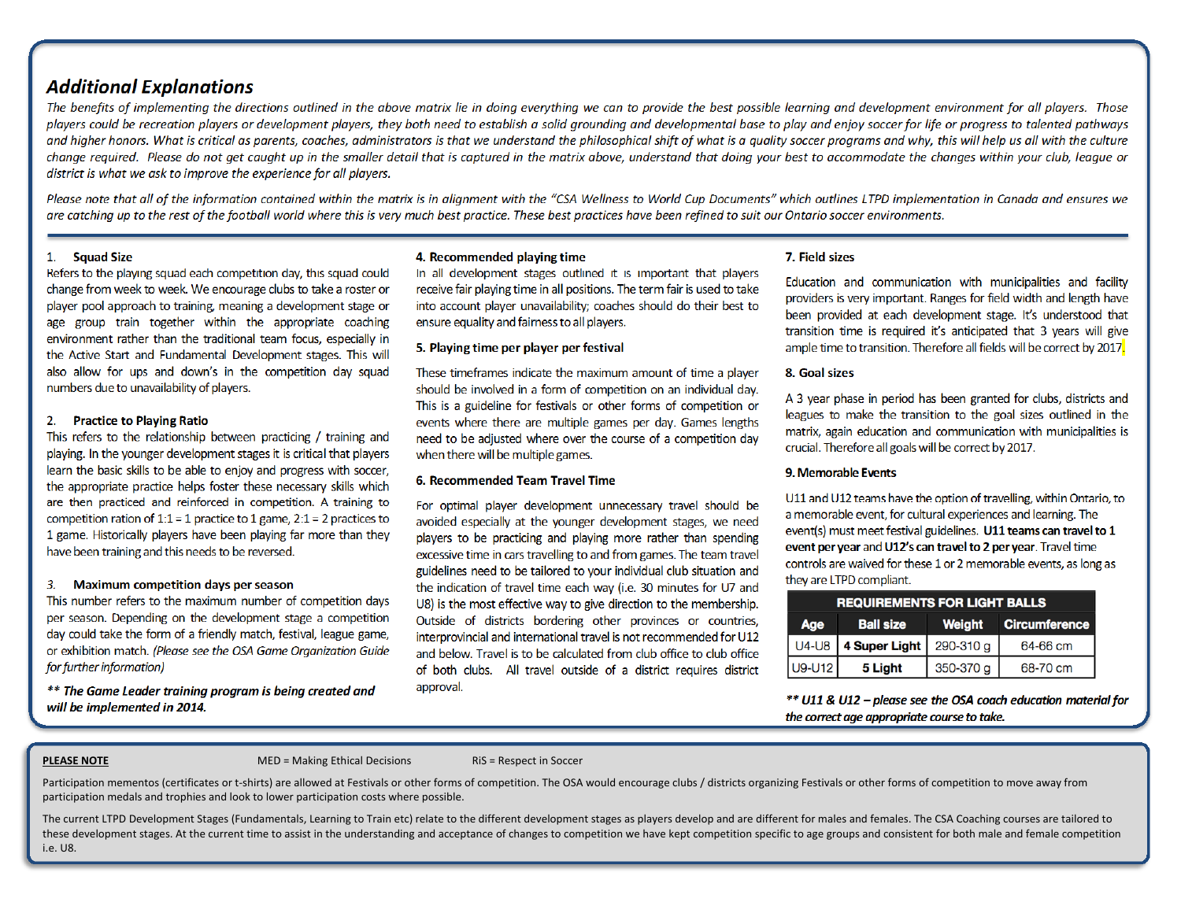## *Additional Explanations*

*The benefits of implementing the directions outlined in the above matrix lie in doing everything we can to provide the best possible learning and development environment for all players. Those players could be recreation players or development players, they both need to establish a solid grounding and developmental base to play and enjoy soccer for life or progress to talented pathways and higher honors. What is critical as parents, coaches, administrators is that we understand the philosophical shift of what is a quality soccer programs and why, this will help us all with the culture change required. Please do not get caught up in the smaller detail that is captured in the matrix above, understand that doing your best to accommodate the changes within your club, league or district is what we ask to improve the experience for all players.*

*Please note that all of the information contained within the matrix is in alignment with the "CSA Wellness to World Cup Documents" which outlines LTPD implementation in Canada and ensures we are catching up to the rest of the football world where this is very much best practice. These best practices have been refined to suit our Ontario soccer environments.*

---

### 1. Squad Size

Refers to the playing squad each competition day, this squad could change from week to week. We encourage clubs to take a roster or player pool approach to training, meaning a development stage or age group train together within the appropriate coaching environment rather than the traditional team focus, especially in the Active Start and Fundamental Development stages. This will also allow for ups and down's in the competition day squad numbers due to unavailability of players.

### 2. Practice to Playing Ratio

This refers to the relationship between practicing / training and playing. In the younger development stages it is critical that players learn the basic skills to be able to enjoy and progress with soccer, the appropriate practice helps foster these necessary skills which are then practiced and reinforced in competition. A training to competition ration of 1:1 = 1 practice to 1 game, 2:1 = 2 practices to 1 game. Historically players have been playing far more than they have been training and this needs to be reversed.

### 3. Maximum competition days per season

This number refers to the maximum number of competition days per season. Depending on the development stage a competition day could take the form of a friendly match, festival, league game, or exhibition match. *(Please see the OSA Game Organization Guide for further information)*

***\*\* The Game Leader training program is being created and will be implemented in 2014.***

### 4. Recommended playing time

In all development stages outlined it is important that players receive fair playing time in all positions. The term fair is used to take into account player unavailability; coaches should do their best to ensure equality and fairness to all players.

### 5. Playing time per player per festival

These timeframes indicate the maximum amount of time a player should be involved in a form of competition on an individual day. This is a guideline for festivals or other forms of competition or events where there are multiple games per day. Games lengths need to be adjusted where over the course of a competition day when there will be multiple games.

### 6. Recommended Team Travel Time

For optimal player development unnecessary travel should be avoided especially at the younger development stages, we need players to be practicing and playing more rather than spending excessive time in cars travelling to and from games. The team travel guidelines need to be tailored to your individual club situation and the indication of travel time each way (i.e. 30 minutes for U7 and U8) is the most effective way to give direction to the membership. Outside of districts bordering other provinces or countries, interprovincial and international travel is not recommended for U12 and below. Travel is to be calculated from club office to club office of both clubs. All travel outside of a district requires district approval.

### 7. Field sizes

Education and communication with municipalities and facility providers is very important. Ranges for field width and length have been provided at each development stage. It's understood that transition time is required it's anticipated that 3 years will give ample time to transition. Therefore all fields will be correct by 2017.

### 8. Goal sizes

A 3 year phase in period has been granted for clubs, districts and leagues to make the transition to the goal sizes outlined in the matrix, again education and communication with municipalities is crucial. Therefore all goals will be correct by 2017.

### 9. Memorable Events

U11 and U12 teams have the option of travelling, within Ontario, to a memorable event, for cultural experiences and learning. The event(s) must meet festival guidelines. **U11 teams can travel to 1 event per year** and **U12's can travel to 2 per year**. Travel time controls are waived for these 1 or 2 memorable events, as long as they are LTPD compliant.

**REQUIREMENTS FOR LIGHT BALLS**

| Age | Ball size | Weight | Circumference |
|---|---|---|---|
| U4-U8 | 4 Super Light | 290-310 g | 64-66 cm |
| U9-U12 | 5 Light | 350-370 g | 68-70 cm |

***\*\* U11 & U12 – please see the OSA coach education material for the correct age appropriate course to take.***

---

**PLEASE NOTE** MED = Making Ethical Decisions RiS = Respect in Soccer

Participation mementos (certificates or t-shirts) are allowed at Festivals or other forms of competition. The OSA would encourage clubs / districts organizing Festivals or other forms of competition to move away from participation medals and trophies and look to lower participation costs where possible.

The current LTPD Development Stages (Fundamentals, Learning to Train etc) relate to the different development stages as players develop and are different for males and females. The CSA Coaching courses are tailored to these development stages. At the current time to assist in the understanding and acceptance of changes to competition we have kept competition specific to age groups and consistent for both male and female competition i.e. U8.